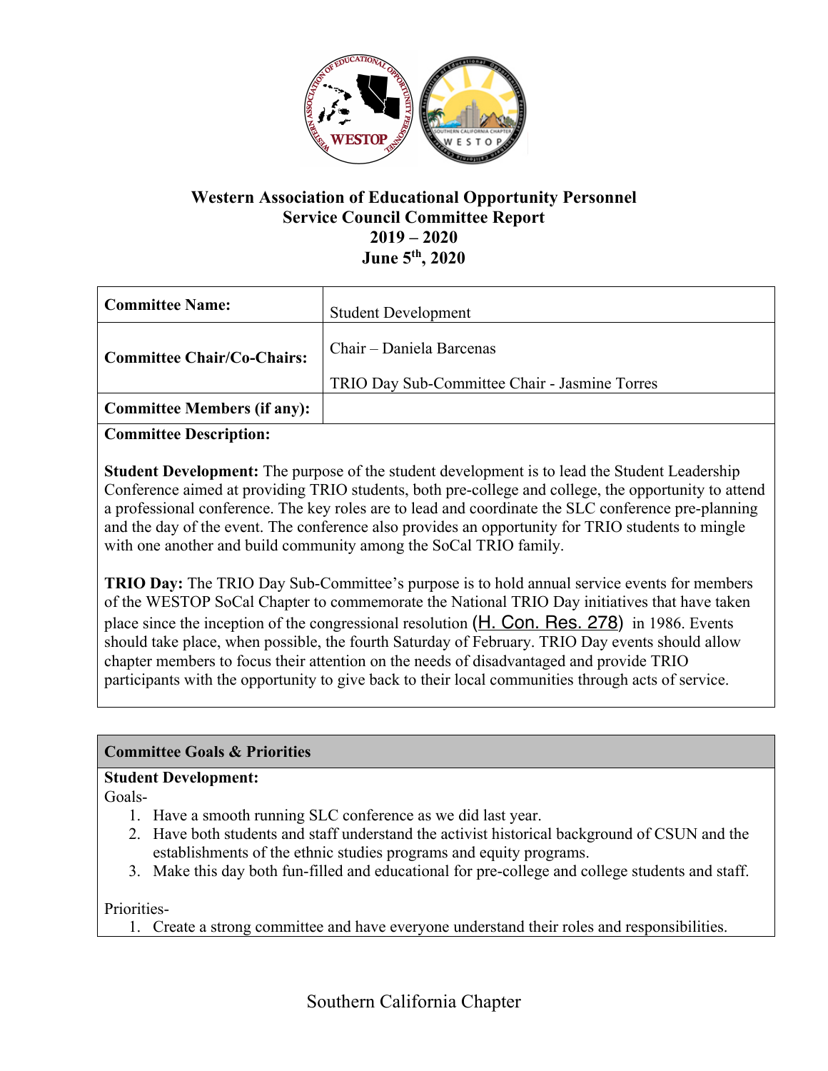# Western Association of Educational Opportunity Personnel
## Service Council Committee Report
## 2019 – 2020
## June 5th, 2020

| | |
|---|---|
| **Committee Name:** | Student Development |
| **Committee Chair/Co-Chairs:** | Chair – Daniela Barcenas<br><br>TRIO Day Sub-Committee Chair - Jasmine Torres |
| **Committee Members (if any):** | |

**Committee Description:**

**Student Development:** The purpose of the student development is to lead the Student Leadership Conference aimed at providing TRIO students, both pre-college and college, the opportunity to attend a professional conference. The key roles are to lead and coordinate the SLC conference pre-planning and the day of the event. The conference also provides an opportunity for TRIO students to mingle with one another and build community among the SoCal TRIO family.

**TRIO Day:** The TRIO Day Sub-Committee's purpose is to hold annual service events for members of the WESTOP SoCal Chapter to commemorate the National TRIO Day initiatives that have taken place since the inception of the congressional resolution (H. Con. Res. 278) in 1986. Events should take place, when possible, the fourth Saturday of February. TRIO Day events should allow chapter members to focus their attention on the needs of disadvantaged and provide TRIO participants with the opportunity to give back to their local communities through acts of service.

**Committee Goals & Priorities**

**Student Development:**

Goals-

1. Have a smooth running SLC conference as we did last year.
2. Have both students and staff understand the activist historical background of CSUN and the establishments of the ethnic studies programs and equity programs.
3. Make this day both fun-filled and educational for pre-college and college students and staff.

Priorities-

1. Create a strong committee and have everyone understand their roles and responsibilities.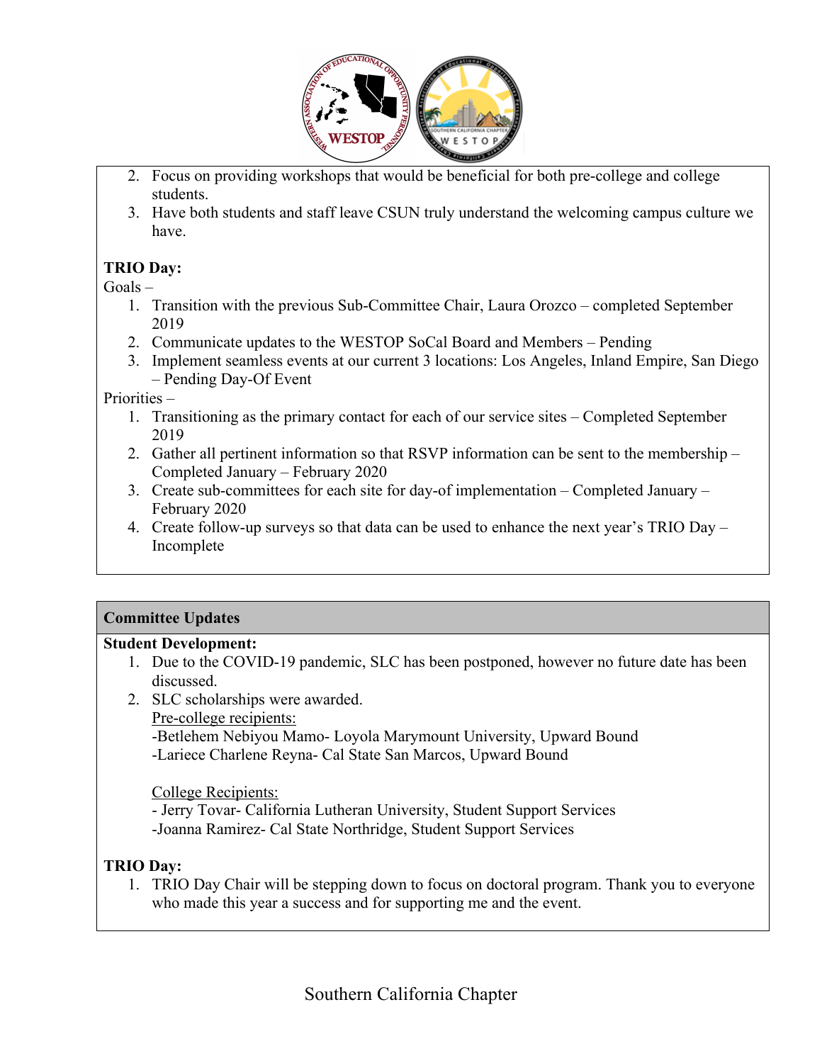2. Focus on providing workshops that would be beneficial for both pre-college and college students.
3. Have both students and staff leave CSUN truly understand the welcoming campus culture we have.

**TRIO Day:**

Goals –

1. Transition with the previous Sub-Committee Chair, Laura Orozco – completed September 2019
2. Communicate updates to the WESTOP SoCal Board and Members – Pending
3. Implement seamless events at our current 3 locations: Los Angeles, Inland Empire, San Diego – Pending Day-Of Event

Priorities –

1. Transitioning as the primary contact for each of our service sites – Completed September 2019
2. Gather all pertinent information so that RSVP information can be sent to the membership – Completed January – February 2020
3. Create sub-committees for each site for day-of implementation – Completed January – February 2020
4. Create follow-up surveys so that data can be used to enhance the next year's TRIO Day – Incomplete

## Committee Updates

**Student Development:**

1. Due to the COVID-19 pandemic, SLC has been postponed, however no future date has been discussed.
2. SLC scholarships were awarded.

   Pre-college recipients:

   -Betlehem Nebiyou Mamo- Loyola Marymount University, Upward Bound

   -Lariece Charlene Reyna- Cal State San Marcos, Upward Bound

   College Recipients:

   - Jerry Tovar- California Lutheran University, Student Support Services

   -Joanna Ramirez- Cal State Northridge, Student Support Services

**TRIO Day:**

1. TRIO Day Chair will be stepping down to focus on doctoral program. Thank you to everyone who made this year a success and for supporting me and the event.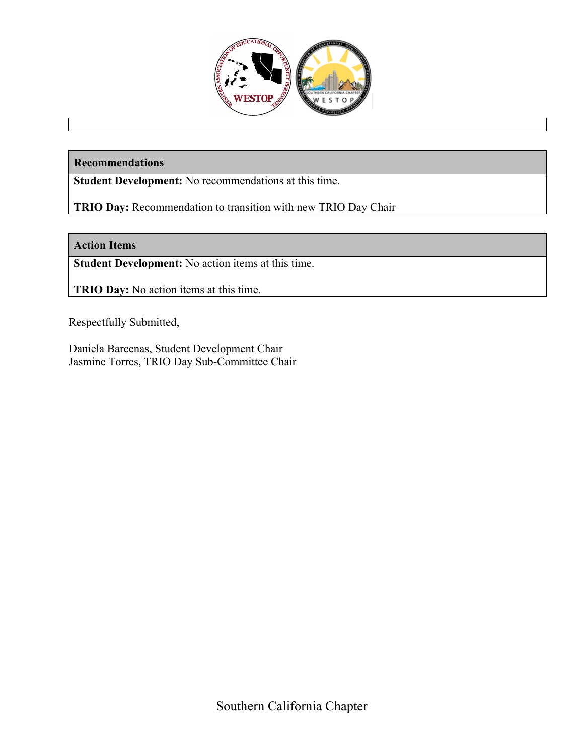## Recommendations

**Student Development:** No recommendations at this time.

**TRIO Day:** Recommendation to transition with new TRIO Day Chair

## Action Items

**Student Development:** No action items at this time.

**TRIO Day:** No action items at this time.

Respectfully Submitted,

Daniela Barcenas, Student Development Chair
Jasmine Torres, TRIO Day Sub-Committee Chair